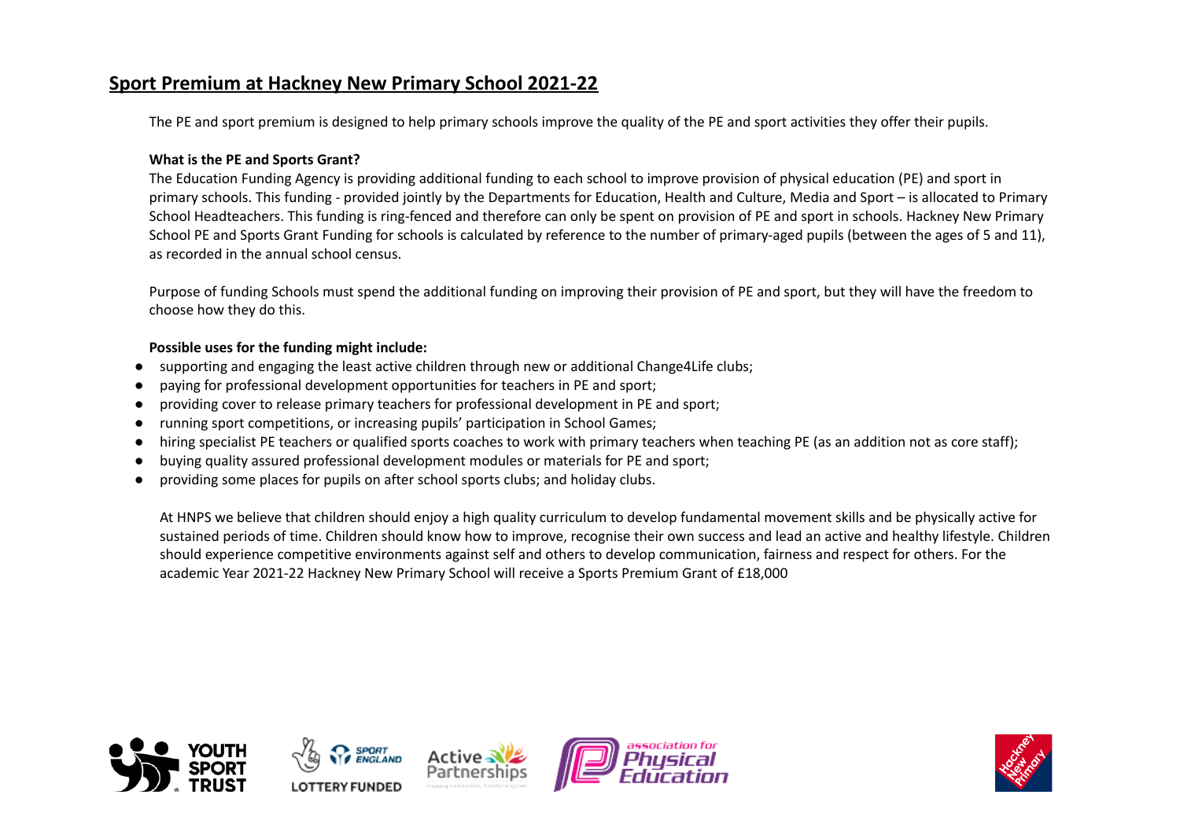# Sport Premium at Hackney New Primary School 2021-22

The PE and sport premium is designed to help primary schools improve the quality of the PE and sport activities they offer their pupils.

**What is the PE and Sports Grant?**

The Education Funding Agency is providing additional funding to each school to improve provision of physical education (PE) and sport in primary schools. This funding - provided jointly by the Departments for Education, Health and Culture, Media and Sport – is allocated to Primary School Headteachers. This funding is ring-fenced and therefore can only be spent on provision of PE and sport in schools. Hackney New Primary School PE and Sports Grant Funding for schools is calculated by reference to the number of primary-aged pupils (between the ages of 5 and 11), as recorded in the annual school census.

Purpose of funding Schools must spend the additional funding on improving their provision of PE and sport, but they will have the freedom to choose how they do this.

**Possible uses for the funding might include:**

- supporting and engaging the least active children through new or additional Change4Life clubs;
- paying for professional development opportunities for teachers in PE and sport;
- providing cover to release primary teachers for professional development in PE and sport;
- running sport competitions, or increasing pupils' participation in School Games;
- hiring specialist PE teachers or qualified sports coaches to work with primary teachers when teaching PE (as an addition not as core staff);
- buying quality assured professional development modules or materials for PE and sport;
- providing some places for pupils on after school sports clubs; and holiday clubs.

At HNPS we believe that children should enjoy a high quality curriculum to develop fundamental movement skills and be physically active for sustained periods of time. Children should know how to improve, recognise their own success and lead an active and healthy lifestyle. Children should experience competitive environments against self and others to develop communication, fairness and respect for others. For the academic Year 2021-22 Hackney New Primary School will receive a Sports Premium Grant of £18,000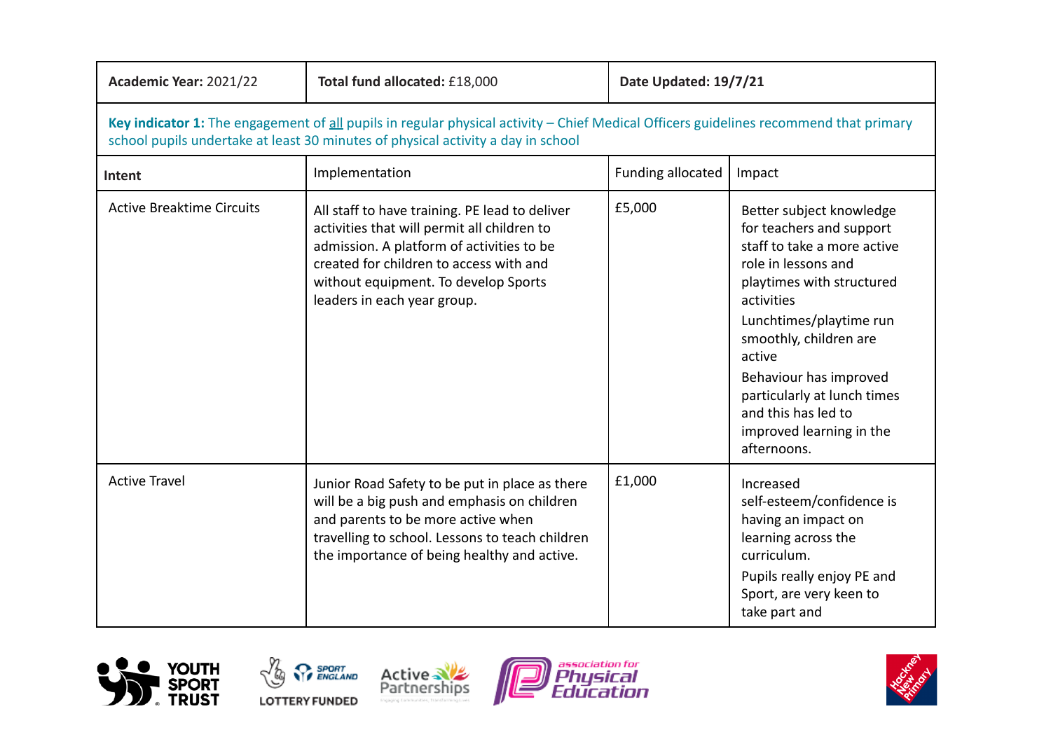| **Academic Year:** 2021/22 | **Total fund allocated:** £18,000 | **Date Updated: 19/7/21** | |
|---|---|---|---|
| **Key indicator 1:** The engagement of all pupils in regular physical activity – Chief Medical Officers guidelines recommend that primary school pupils undertake at least 30 minutes of physical activity a day in school | | | |
| **Intent** | Implementation | Funding allocated | Impact |
| Active Breaktime Circuits | All staff to have training. PE lead to deliver activities that will permit all children to admission. A platform of activities to be created for children to access with and without equipment. To develop Sports leaders in each year group. | £5,000 | Better subject knowledge for teachers and support staff to take a more active role in lessons and playtimes with structured activities<br>Lunchtimes/playtime run smoothly, children are active<br>Behaviour has improved particularly at lunch times and this has led to improved learning in the afternoons. |
| Active Travel | Junior Road Safety to be put in place as there will be a big push and emphasis on children and parents to be more active when travelling to school. Lessons to teach children the importance of being healthy and active. | £1,000 | Increased self-esteem/confidence is having an impact on learning across the curriculum.<br>Pupils really enjoy PE and Sport, are very keen to take part and |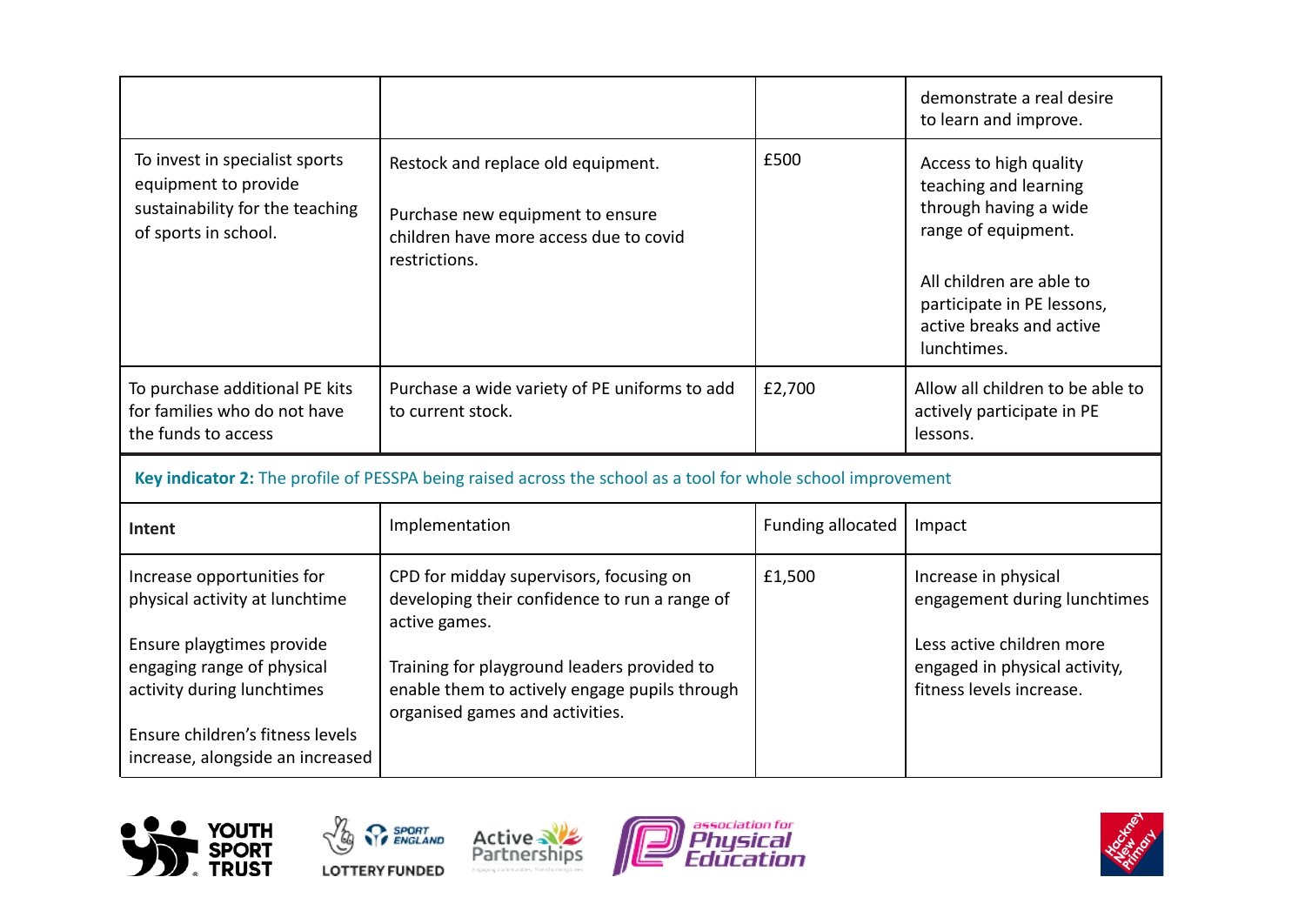| | | | |
|---|---|---|---|
| | | | demonstrate a real desire to learn and improve. |
| To invest in specialist sports equipment to provide sustainability for the teaching of sports in school. | Restock and replace old equipment.<br><br>Purchase new equipment to ensure children have more access due to covid restrictions. | £500 | Access to high quality teaching and learning through having a wide range of equipment.<br><br>All children are able to participate in PE lessons, active breaks and active lunchtimes. |
| To purchase additional PE kits for families who do not have the funds to access | Purchase a wide variety of PE uniforms to add to current stock. | £2,700 | Allow all children to be able to actively participate in PE lessons. |

**Key indicator 2:** The profile of PESSPA being raised across the school as a tool for whole school improvement

| **Intent** | Implementation | Funding allocated | Impact |
|---|---|---|---|
| Increase opportunities for physical activity at lunchtime<br><br>Ensure playgtimes provide engaging range of physical activity during lunchtimes<br><br>Ensure children's fitness levels increase, alongside an increased | CPD for midday supervisors, focusing on developing their confidence to run a range of active games.<br><br>Training for playground leaders provided to enable them to actively engage pupils through organised games and activities. | £1,500 | Increase in physical engagement during lunchtimes<br><br>Less active children more engaged in physical activity, fitness levels increase. |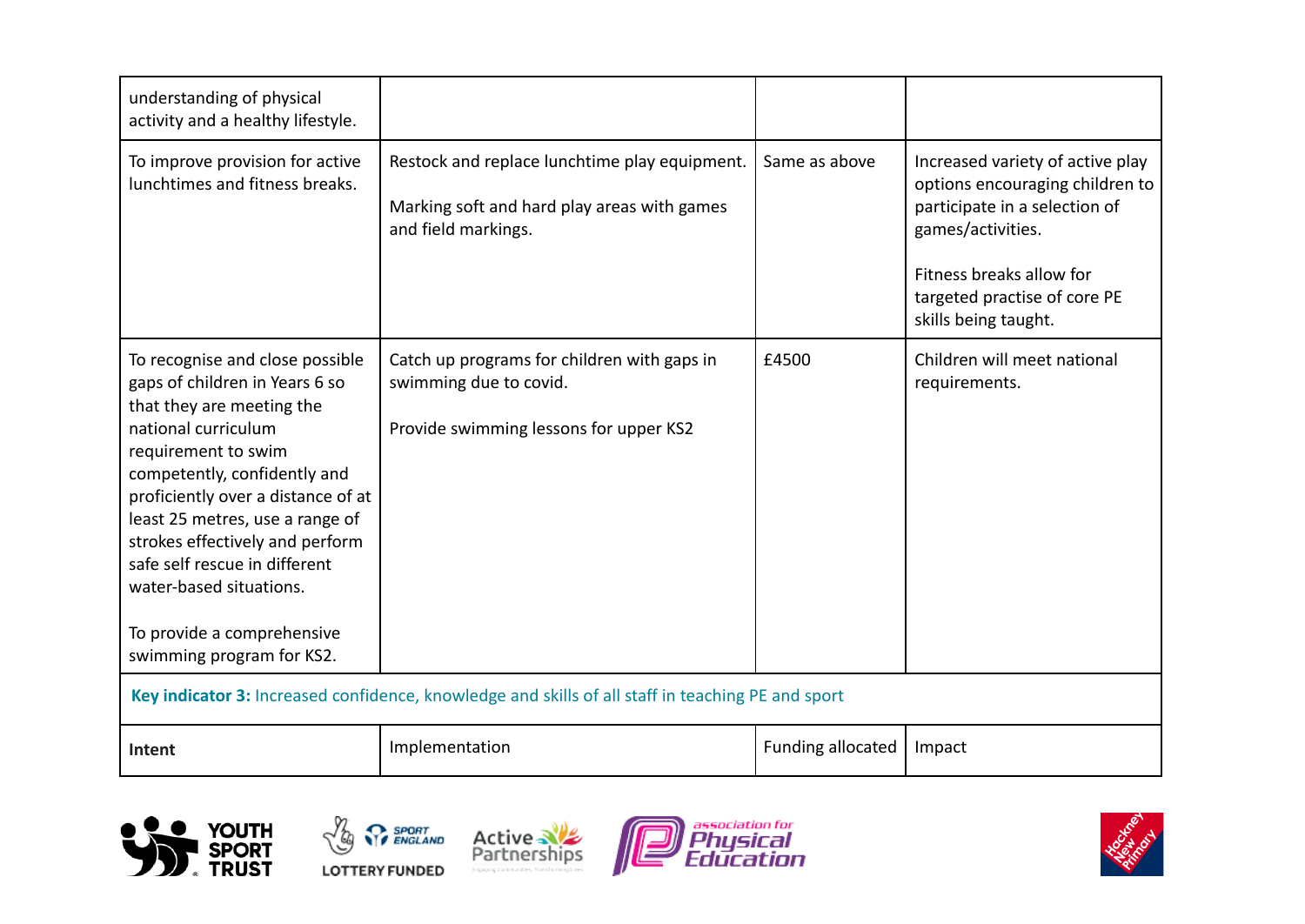| | | | |
|---|---|---|---|
| understanding of physical activity and a healthy lifestyle. | | | |
| To improve provision for active lunchtimes and fitness breaks. | Restock and replace lunchtime play equipment.<br><br>Marking soft and hard play areas with games and field markings. | Same as above | Increased variety of active play options encouraging children to participate in a selection of games/activities.<br><br>Fitness breaks allow for targeted practise of core PE skills being taught. |
| To recognise and close possible gaps of children in Years 6 so that they are meeting the national curriculum requirement to swim competently, confidently and proficiently over a distance of at least 25 metres, use a range of strokes effectively and perform safe self rescue in different water-based situations.<br><br>To provide a comprehensive swimming program for KS2. | Catch up programs for children with gaps in swimming due to covid.<br><br>Provide swimming lessons for upper KS2 | £4500 | Children will meet national requirements. |

**Key indicator 3:** Increased confidence, knowledge and skills of all staff in teaching PE and sport

| **Intent** | Implementation | Funding allocated | Impact |
|---|---|---|---|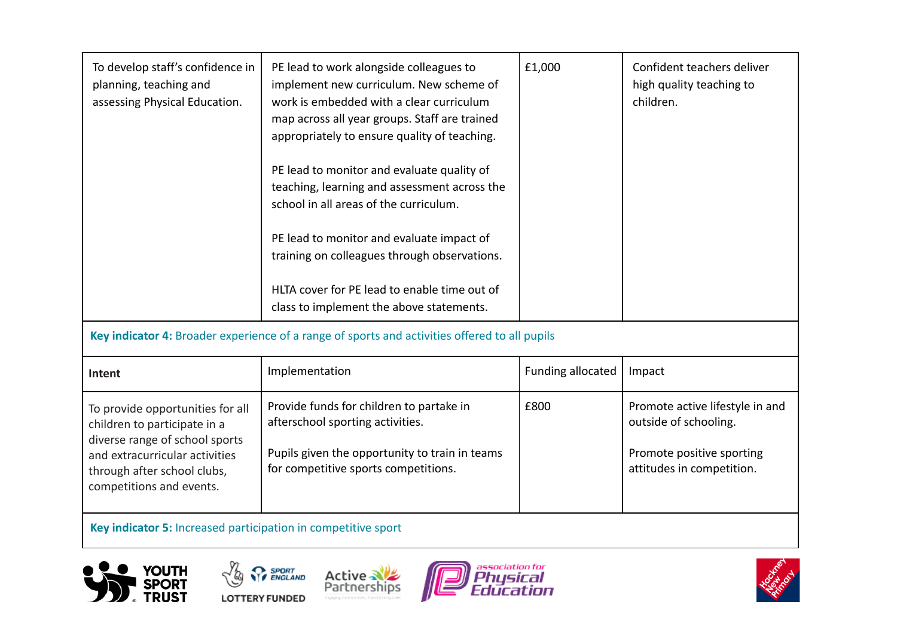| | | | |
|---|---|---|---|
| To develop staff's confidence in planning, teaching and assessing Physical Education. | PE lead to work alongside colleagues to implement new curriculum. New scheme of work is embedded with a clear curriculum map across all year groups. Staff are trained appropriately to ensure quality of teaching.<br><br>PE lead to monitor and evaluate quality of teaching, learning and assessment across the school in all areas of the curriculum.<br><br>PE lead to monitor and evaluate impact of training on colleagues through observations.<br><br>HLTA cover for PE lead to enable time out of class to implement the above statements. | £1,000 | Confident teachers deliver high quality teaching to children. |

**Key indicator 4:** Broader experience of a range of sports and activities offered to all pupils

| **Intent** | Implementation | Funding allocated | Impact |
|---|---|---|---|
| To provide opportunities for all children to participate in a diverse range of school sports and extracurricular activities through after school clubs, competitions and events. | Provide funds for children to partake in afterschool sporting activities.<br><br>Pupils given the opportunity to train in teams for competitive sports competitions. | £800 | Promote active lifestyle in and outside of schooling.<br><br>Promote positive sporting attitudes in competition. |

**Key indicator 5:** Increased participation in competitive sport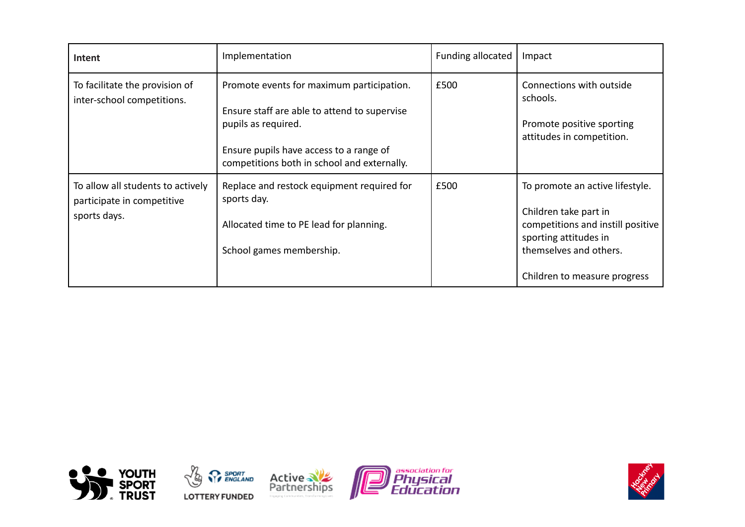| **Intent** | Implementation | Funding allocated | Impact |
|---|---|---|---|
| To facilitate the provision of inter-school competitions. | Promote events for maximum participation.<br><br>Ensure staff are able to attend to supervise pupils as required.<br><br>Ensure pupils have access to a range of competitions both in school and externally. | £500 | Connections with outside schools.<br><br>Promote positive sporting attitudes in competition. |
| To allow all students to actively participate in competitive sports days. | Replace and restock equipment required for sports day.<br><br>Allocated time to PE lead for planning.<br><br>School games membership. | £500 | To promote an active lifestyle.<br><br>Children take part in competitions and instill positive sporting attitudes in themselves and others.<br><br>Children to measure progress |